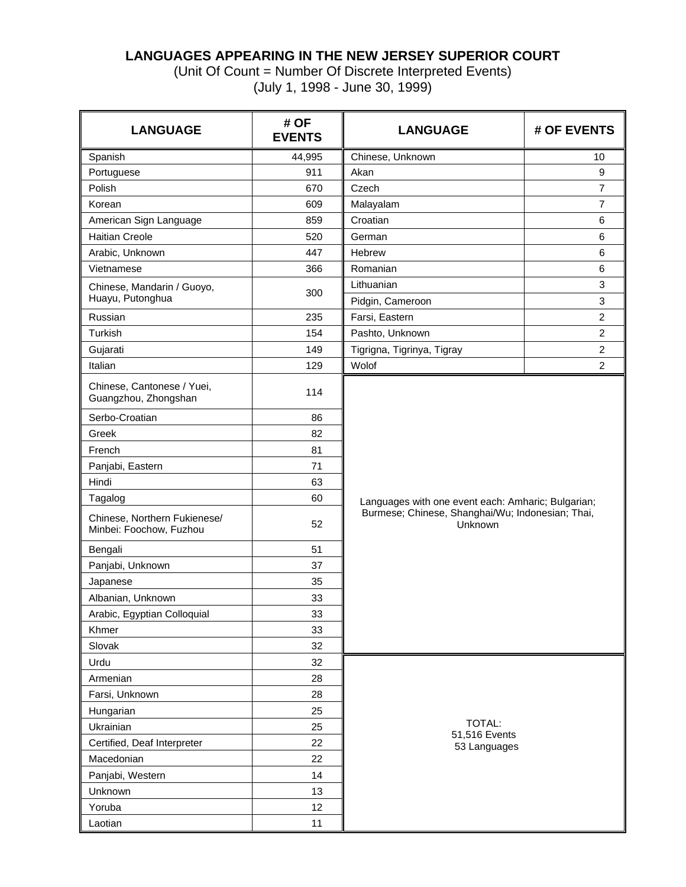**LANGUAGES APPEARING IN THE NEW JERSEY SUPERIOR COURT**

(Unit Of Count = Number Of Discrete Interpreted Events)

(July 1, 1998 - June 30, 1999)

| LANGUAGE | # OF EVENTS | LANGUAGE | # OF EVENTS |
|---|---|---|---|
| Spanish | 44,995 | Chinese, Unknown | 10 |
| Portuguese | 911 | Akan | 9 |
| Polish | 670 | Czech | 7 |
| Korean | 609 | Malayalam | 7 |
| American Sign Language | 859 | Croatian | 6 |
| Haitian Creole | 520 | German | 6 |
| Arabic, Unknown | 447 | Hebrew | 6 |
| Vietnamese | 366 | Romanian | 6 |
| Chinese, Mandarin / Guoyo, Huayu, Putonghua | 300 | Lithuanian | 3 |
| | | Pidgin, Cameroon | 3 |
| Russian | 235 | Farsi, Eastern | 2 |
| Turkish | 154 | Pashto, Unknown | 2 |
| Gujarati | 149 | Tigrigna, Tigrinya, Tigray | 2 |
| Italian | 129 | Wolof | 2 |
| Chinese, Cantonese / Yuei, Guangzhou, Zhongshan | 114 | Languages with one event each: Amharic; Bulgarian; Burmese; Chinese, Shanghai/Wu; Indonesian; Thai, Unknown | |
| Serbo-Croatian | 86 | | |
| Greek | 82 | | |
| French | 81 | | |
| Panjabi, Eastern | 71 | | |
| Hindi | 63 | | |
| Tagalog | 60 | | |
| Chinese, Northern Fukienese/ Minbei: Foochow, Fuzhou | 52 | | |
| Bengali | 51 | | |
| Panjabi, Unknown | 37 | | |
| Japanese | 35 | | |
| Albanian, Unknown | 33 | | |
| Arabic, Egyptian Colloquial | 33 | | |
| Khmer | 33 | | |
| Slovak | 32 | | |
| Urdu | 32 | TOTAL: 51,516 Events 53 Languages | |
| Armenian | 28 | | |
| Farsi, Unknown | 28 | | |
| Hungarian | 25 | | |
| Ukrainian | 25 | | |
| Certified, Deaf Interpreter | 22 | | |
| Macedonian | 22 | | |
| Panjabi, Western | 14 | | |
| Unknown | 13 | | |
| Yoruba | 12 | | |
| Laotian | 11 | | |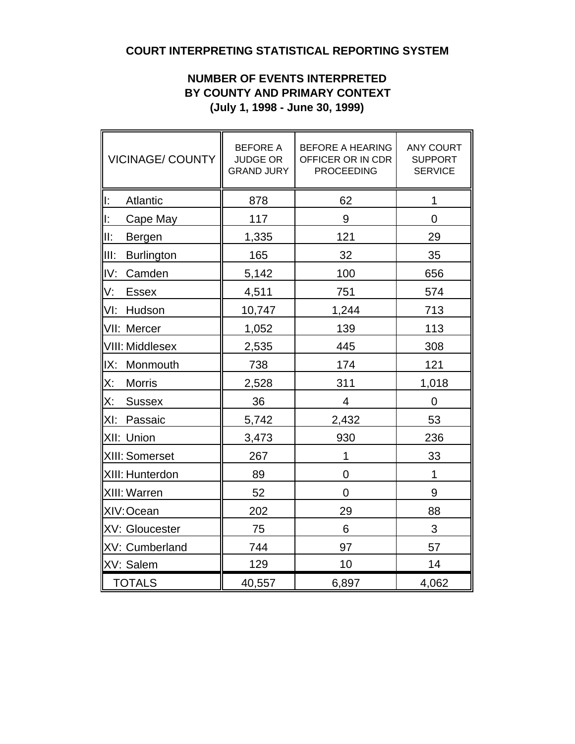# COURT INTERPRETING STATISTICAL REPORTING SYSTEM

## NUMBER OF EVENTS INTERPRETED BY COUNTY AND PRIMARY CONTEXT (July 1, 1998 - June 30, 1999)

| VICINAGE/ COUNTY | BEFORE A JUDGE OR GRAND JURY | BEFORE A HEARING OFFICER OR IN CDR PROCEEDING | ANY COURT SUPPORT SERVICE |
|---|---|---|---|
| I: Atlantic | 878 | 62 | 1 |
| I: Cape May | 117 | 9 | 0 |
| II: Bergen | 1,335 | 121 | 29 |
| III: Burlington | 165 | 32 | 35 |
| IV: Camden | 5,142 | 100 | 656 |
| V: Essex | 4,511 | 751 | 574 |
| VI: Hudson | 10,747 | 1,244 | 713 |
| VII: Mercer | 1,052 | 139 | 113 |
| VIII: Middlesex | 2,535 | 445 | 308 |
| IX: Monmouth | 738 | 174 | 121 |
| X: Morris | 2,528 | 311 | 1,018 |
| X: Sussex | 36 | 4 | 0 |
| XI: Passaic | 5,742 | 2,432 | 53 |
| XII: Union | 3,473 | 930 | 236 |
| XIII: Somerset | 267 | 1 | 33 |
| XIII: Hunterdon | 89 | 0 | 1 |
| XIII: Warren | 52 | 0 | 9 |
| XIV: Ocean | 202 | 29 | 88 |
| XV: Gloucester | 75 | 6 | 3 |
| XV: Cumberland | 744 | 97 | 57 |
| XV: Salem | 129 | 10 | 14 |
| TOTALS | 40,557 | 6,897 | 4,062 |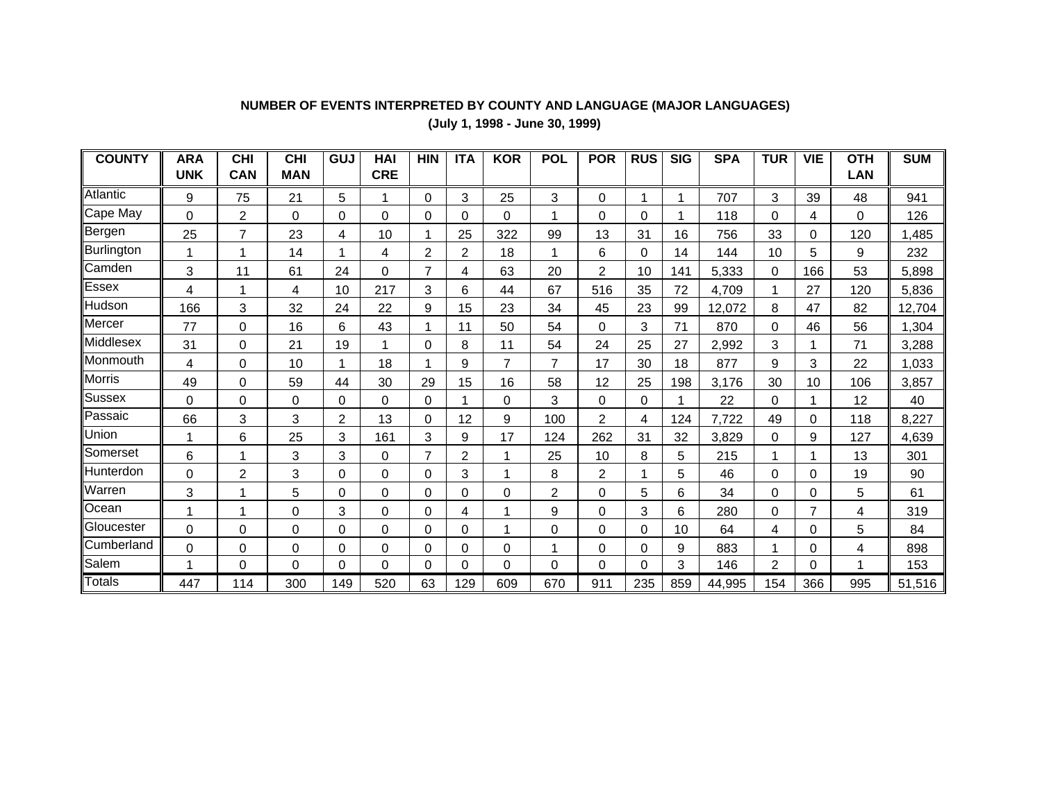**NUMBER OF EVENTS INTERPRETED BY COUNTY AND LANGUAGE (MAJOR LANGUAGES)**

**(July 1, 1998 - June 30, 1999)**

| COUNTY | ARA UNK | CHI CAN | CHI MAN | GUJ | HAI CRE | HIN | ITA | KOR | POL | POR | RUS | SIG | SPA | TUR | VIE | OTH LAN | SUM |
|---|---|---|---|---|---|---|---|---|---|---|---|---|---|---|---|---|---|
| Atlantic | 9 | 75 | 21 | 5 | 1 | 0 | 3 | 25 | 3 | 0 | 1 | 1 | 707 | 3 | 39 | 48 | 941 |
| Cape May | 0 | 2 | 0 | 0 | 0 | 0 | 0 | 0 | 1 | 0 | 0 | 1 | 118 | 0 | 4 | 0 | 126 |
| Bergen | 25 | 7 | 23 | 4 | 10 | 1 | 25 | 322 | 99 | 13 | 31 | 16 | 756 | 33 | 0 | 120 | 1,485 |
| Burlington | 1 | 1 | 14 | 1 | 4 | 2 | 2 | 18 | 1 | 6 | 0 | 14 | 144 | 10 | 5 | 9 | 232 |
| Camden | 3 | 11 | 61 | 24 | 0 | 7 | 4 | 63 | 20 | 2 | 10 | 141 | 5,333 | 0 | 166 | 53 | 5,898 |
| Essex | 4 | 1 | 4 | 10 | 217 | 3 | 6 | 44 | 67 | 516 | 35 | 72 | 4,709 | 1 | 27 | 120 | 5,836 |
| Hudson | 166 | 3 | 32 | 24 | 22 | 9 | 15 | 23 | 34 | 45 | 23 | 99 | 12,072 | 8 | 47 | 82 | 12,704 |
| Mercer | 77 | 0 | 16 | 6 | 43 | 1 | 11 | 50 | 54 | 0 | 3 | 71 | 870 | 0 | 46 | 56 | 1,304 |
| Middlesex | 31 | 0 | 21 | 19 | 1 | 0 | 8 | 11 | 54 | 24 | 25 | 27 | 2,992 | 3 | 1 | 71 | 3,288 |
| Monmouth | 4 | 0 | 10 | 1 | 18 | 1 | 9 | 7 | 7 | 17 | 30 | 18 | 877 | 9 | 3 | 22 | 1,033 |
| Morris | 49 | 0 | 59 | 44 | 30 | 29 | 15 | 16 | 58 | 12 | 25 | 198 | 3,176 | 30 | 10 | 106 | 3,857 |
| Sussex | 0 | 0 | 0 | 0 | 0 | 0 | 1 | 0 | 3 | 0 | 0 | 1 | 22 | 0 | 1 | 12 | 40 |
| Passaic | 66 | 3 | 3 | 2 | 13 | 0 | 12 | 9 | 100 | 2 | 4 | 124 | 7,722 | 49 | 0 | 118 | 8,227 |
| Union | 1 | 6 | 25 | 3 | 161 | 3 | 9 | 17 | 124 | 262 | 31 | 32 | 3,829 | 0 | 9 | 127 | 4,639 |
| Somerset | 6 | 1 | 3 | 3 | 0 | 7 | 2 | 1 | 25 | 10 | 8 | 5 | 215 | 1 | 1 | 13 | 301 |
| Hunterdon | 0 | 2 | 3 | 0 | 0 | 0 | 3 | 1 | 8 | 2 | 1 | 5 | 46 | 0 | 0 | 19 | 90 |
| Warren | 3 | 1 | 5 | 0 | 0 | 0 | 0 | 0 | 2 | 0 | 5 | 6 | 34 | 0 | 0 | 5 | 61 |
| Ocean | 1 | 1 | 0 | 3 | 0 | 0 | 4 | 1 | 9 | 0 | 3 | 6 | 280 | 0 | 7 | 4 | 319 |
| Gloucester | 0 | 0 | 0 | 0 | 0 | 0 | 0 | 1 | 0 | 0 | 0 | 10 | 64 | 4 | 0 | 5 | 84 |
| Cumberland | 0 | 0 | 0 | 0 | 0 | 0 | 0 | 0 | 1 | 0 | 0 | 9 | 883 | 1 | 0 | 4 | 898 |
| Salem | 1 | 0 | 0 | 0 | 0 | 0 | 0 | 0 | 0 | 0 | 0 | 3 | 146 | 2 | 0 | 1 | 153 |
| Totals | 447 | 114 | 300 | 149 | 520 | 63 | 129 | 609 | 670 | 911 | 235 | 859 | 44,995 | 154 | 366 | 995 | 51,516 |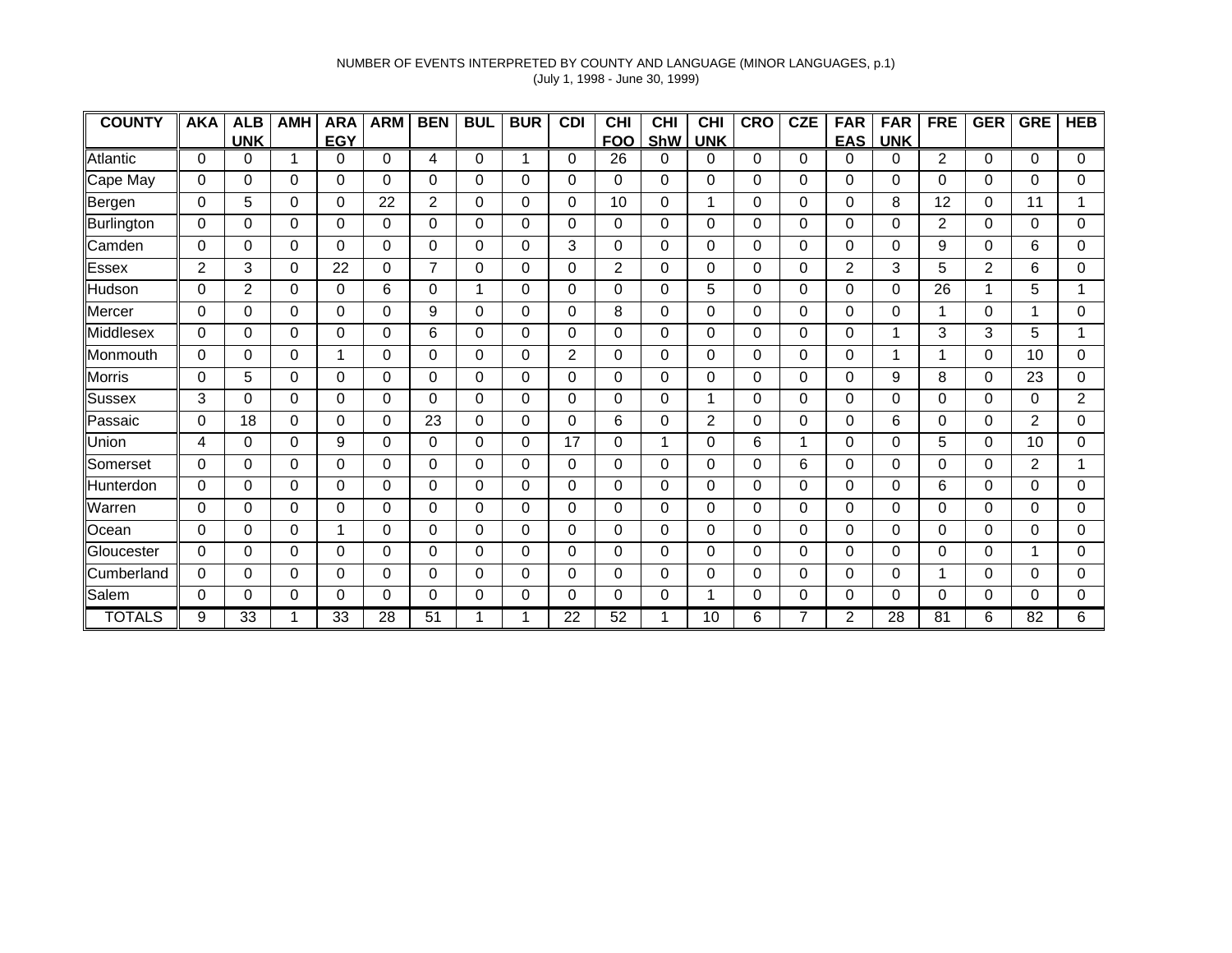NUMBER OF EVENTS INTERPRETED BY COUNTY AND LANGUAGE (MINOR LANGUAGES, p.1)
(July 1, 1998 - June 30, 1999)

| COUNTY | AKA | ALB UNK | AMH | ARA EGY | ARM | BEN | BUL | BUR | CDI | CHI FOO | CHI ShW | CHI UNK | CRO | CZE | FAR EAS | FAR UNK | FRE | GER | GRE | HEB |
|---|---|---|---|---|---|---|---|---|---|---|---|---|---|---|---|---|---|---|---|---|
| Atlantic | 0 | 0 | 1 | 0 | 0 | 4 | 0 | 1 | 0 | 26 | 0 | 0 | 0 | 0 | 0 | 0 | 2 | 0 | 0 | 0 |
| Cape May | 0 | 0 | 0 | 0 | 0 | 0 | 0 | 0 | 0 | 0 | 0 | 0 | 0 | 0 | 0 | 0 | 0 | 0 | 0 | 0 |
| Bergen | 0 | 5 | 0 | 0 | 22 | 2 | 0 | 0 | 0 | 10 | 0 | 1 | 0 | 0 | 0 | 8 | 12 | 0 | 11 | 1 |
| Burlington | 0 | 0 | 0 | 0 | 0 | 0 | 0 | 0 | 0 | 0 | 0 | 0 | 0 | 0 | 0 | 0 | 2 | 0 | 0 | 0 |
| Camden | 0 | 0 | 0 | 0 | 0 | 0 | 0 | 0 | 3 | 0 | 0 | 0 | 0 | 0 | 0 | 0 | 9 | 0 | 6 | 0 |
| Essex | 2 | 3 | 0 | 22 | 0 | 7 | 0 | 0 | 0 | 2 | 0 | 0 | 0 | 0 | 2 | 3 | 5 | 2 | 6 | 0 |
| Hudson | 0 | 2 | 0 | 0 | 6 | 0 | 1 | 0 | 0 | 0 | 0 | 5 | 0 | 0 | 0 | 0 | 26 | 1 | 5 | 1 |
| Mercer | 0 | 0 | 0 | 0 | 0 | 9 | 0 | 0 | 0 | 8 | 0 | 0 | 0 | 0 | 0 | 0 | 1 | 0 | 1 | 0 |
| Middlesex | 0 | 0 | 0 | 0 | 0 | 6 | 0 | 0 | 0 | 0 | 0 | 0 | 0 | 0 | 0 | 1 | 3 | 3 | 5 | 1 |
| Monmouth | 0 | 0 | 0 | 1 | 0 | 0 | 0 | 0 | 2 | 0 | 0 | 0 | 0 | 0 | 0 | 1 | 1 | 0 | 10 | 0 |
| Morris | 0 | 5 | 0 | 0 | 0 | 0 | 0 | 0 | 0 | 0 | 0 | 0 | 0 | 0 | 0 | 9 | 8 | 0 | 23 | 0 |
| Sussex | 3 | 0 | 0 | 0 | 0 | 0 | 0 | 0 | 0 | 0 | 0 | 1 | 0 | 0 | 0 | 0 | 0 | 0 | 0 | 2 |
| Passaic | 0 | 18 | 0 | 0 | 0 | 23 | 0 | 0 | 0 | 6 | 0 | 2 | 0 | 0 | 0 | 6 | 0 | 0 | 2 | 0 |
| Union | 4 | 0 | 0 | 9 | 0 | 0 | 0 | 0 | 17 | 0 | 1 | 0 | 6 | 1 | 0 | 0 | 5 | 0 | 10 | 0 |
| Somerset | 0 | 0 | 0 | 0 | 0 | 0 | 0 | 0 | 0 | 0 | 0 | 0 | 0 | 6 | 0 | 0 | 0 | 0 | 2 | 1 |
| Hunterdon | 0 | 0 | 0 | 0 | 0 | 0 | 0 | 0 | 0 | 0 | 0 | 0 | 0 | 0 | 0 | 0 | 6 | 0 | 0 | 0 |
| Warren | 0 | 0 | 0 | 0 | 0 | 0 | 0 | 0 | 0 | 0 | 0 | 0 | 0 | 0 | 0 | 0 | 0 | 0 | 0 | 0 |
| Ocean | 0 | 0 | 0 | 1 | 0 | 0 | 0 | 0 | 0 | 0 | 0 | 0 | 0 | 0 | 0 | 0 | 0 | 0 | 0 | 0 |
| Gloucester | 0 | 0 | 0 | 0 | 0 | 0 | 0 | 0 | 0 | 0 | 0 | 0 | 0 | 0 | 0 | 0 | 0 | 0 | 1 | 0 |
| Cumberland | 0 | 0 | 0 | 0 | 0 | 0 | 0 | 0 | 0 | 0 | 0 | 0 | 0 | 0 | 0 | 0 | 1 | 0 | 0 | 0 |
| Salem | 0 | 0 | 0 | 0 | 0 | 0 | 0 | 0 | 0 | 0 | 0 | 1 | 0 | 0 | 0 | 0 | 0 | 0 | 0 | 0 |
| TOTALS | 9 | 33 | 1 | 33 | 28 | 51 | 1 | 1 | 22 | 52 | 1 | 10 | 6 | 7 | 2 | 28 | 81 | 6 | 82 | 6 |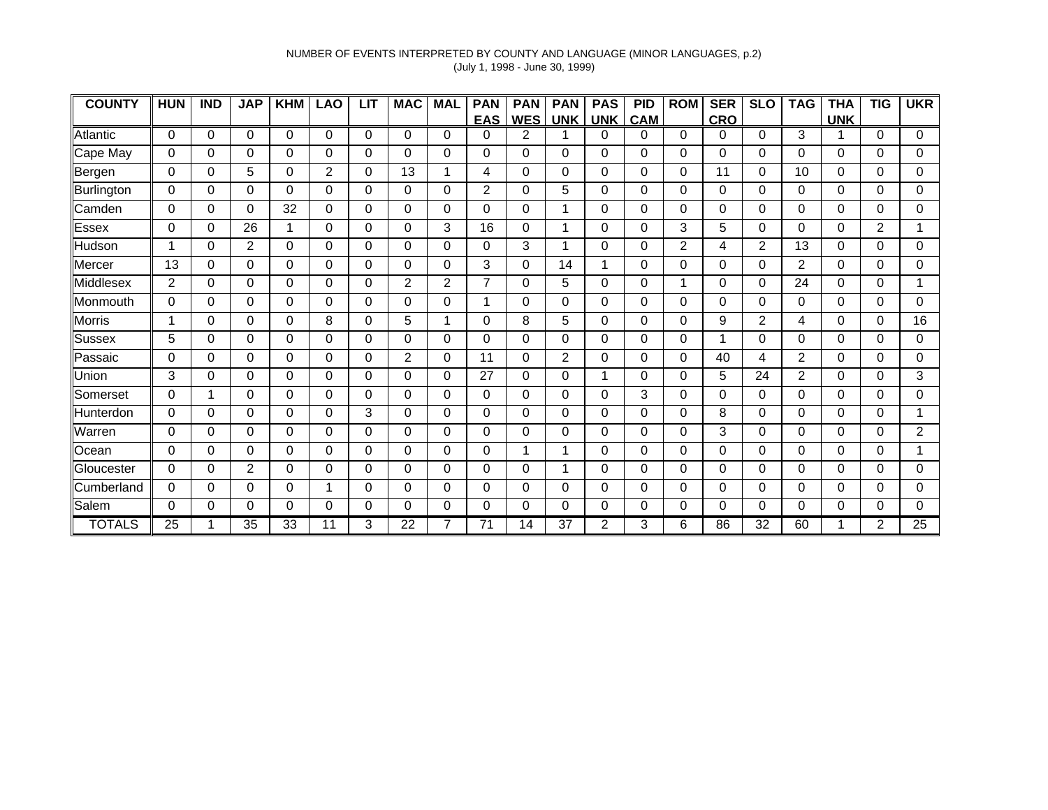NUMBER OF EVENTS INTERPRETED BY COUNTY AND LANGUAGE (MINOR LANGUAGES, p.2)
(July 1, 1998 - June 30, 1999)

| COUNTY | HUN | IND | JAP | KHM | LAO | LIT | MAC | MAL | PAN EAS | PAN WES | PAN UNK | PAS UNK | PID CAM | ROM | SER CRO | SLO | TAG | THA UNK | TIG | UKR |
|---|---|---|---|---|---|---|---|---|---|---|---|---|---|---|---|---|---|---|---|---|
| Atlantic | 0 | 0 | 0 | 0 | 0 | 0 | 0 | 0 | 0 | 2 | 1 | 0 | 0 | 0 | 0 | 0 | 3 | 1 | 0 | 0 |
| Cape May | 0 | 0 | 0 | 0 | 0 | 0 | 0 | 0 | 0 | 0 | 0 | 0 | 0 | 0 | 0 | 0 | 0 | 0 | 0 | 0 |
| Bergen | 0 | 0 | 5 | 0 | 2 | 0 | 13 | 1 | 4 | 0 | 0 | 0 | 0 | 0 | 11 | 0 | 10 | 0 | 0 | 0 |
| Burlington | 0 | 0 | 0 | 0 | 0 | 0 | 0 | 0 | 2 | 0 | 5 | 0 | 0 | 0 | 0 | 0 | 0 | 0 | 0 | 0 |
| Camden | 0 | 0 | 0 | 32 | 0 | 0 | 0 | 0 | 0 | 0 | 1 | 0 | 0 | 0 | 0 | 0 | 0 | 0 | 0 | 0 |
| Essex | 0 | 0 | 26 | 1 | 0 | 0 | 0 | 3 | 16 | 0 | 1 | 0 | 0 | 3 | 5 | 0 | 0 | 0 | 2 | 1 |
| Hudson | 1 | 0 | 2 | 0 | 0 | 0 | 0 | 0 | 0 | 3 | 1 | 0 | 0 | 2 | 4 | 2 | 13 | 0 | 0 | 0 |
| Mercer | 13 | 0 | 0 | 0 | 0 | 0 | 0 | 0 | 3 | 0 | 14 | 1 | 0 | 0 | 0 | 0 | 2 | 0 | 0 | 0 |
| Middlesex | 2 | 0 | 0 | 0 | 0 | 0 | 2 | 2 | 7 | 0 | 5 | 0 | 0 | 1 | 0 | 0 | 24 | 0 | 0 | 1 |
| Monmouth | 0 | 0 | 0 | 0 | 0 | 0 | 0 | 0 | 1 | 0 | 0 | 0 | 0 | 0 | 0 | 0 | 0 | 0 | 0 | 0 |
| Morris | 1 | 0 | 0 | 0 | 8 | 0 | 5 | 1 | 0 | 8 | 5 | 0 | 0 | 0 | 9 | 2 | 4 | 0 | 0 | 16 |
| Sussex | 5 | 0 | 0 | 0 | 0 | 0 | 0 | 0 | 0 | 0 | 0 | 0 | 0 | 0 | 1 | 0 | 0 | 0 | 0 | 0 |
| Passaic | 0 | 0 | 0 | 0 | 0 | 0 | 2 | 0 | 11 | 0 | 2 | 0 | 0 | 0 | 40 | 4 | 2 | 0 | 0 | 0 |
| Union | 3 | 0 | 0 | 0 | 0 | 0 | 0 | 0 | 27 | 0 | 0 | 1 | 0 | 0 | 5 | 24 | 2 | 0 | 0 | 3 |
| Somerset | 0 | 1 | 0 | 0 | 0 | 0 | 0 | 0 | 0 | 0 | 0 | 0 | 3 | 0 | 0 | 0 | 0 | 0 | 0 | 0 |
| Hunterdon | 0 | 0 | 0 | 0 | 0 | 3 | 0 | 0 | 0 | 0 | 0 | 0 | 0 | 0 | 8 | 0 | 0 | 0 | 0 | 1 |
| Warren | 0 | 0 | 0 | 0 | 0 | 0 | 0 | 0 | 0 | 0 | 0 | 0 | 0 | 0 | 3 | 0 | 0 | 0 | 0 | 2 |
| Ocean | 0 | 0 | 0 | 0 | 0 | 0 | 0 | 0 | 0 | 1 | 1 | 0 | 0 | 0 | 0 | 0 | 0 | 0 | 0 | 1 |
| Gloucester | 0 | 0 | 2 | 0 | 0 | 0 | 0 | 0 | 0 | 0 | 1 | 0 | 0 | 0 | 0 | 0 | 0 | 0 | 0 | 0 |
| Cumberland | 0 | 0 | 0 | 0 | 1 | 0 | 0 | 0 | 0 | 0 | 0 | 0 | 0 | 0 | 0 | 0 | 0 | 0 | 0 | 0 |
| Salem | 0 | 0 | 0 | 0 | 0 | 0 | 0 | 0 | 0 | 0 | 0 | 0 | 0 | 0 | 0 | 0 | 0 | 0 | 0 | 0 |
| TOTALS | 25 | 1 | 35 | 33 | 11 | 3 | 22 | 7 | 71 | 14 | 37 | 2 | 3 | 6 | 86 | 32 | 60 | 1 | 2 | 25 |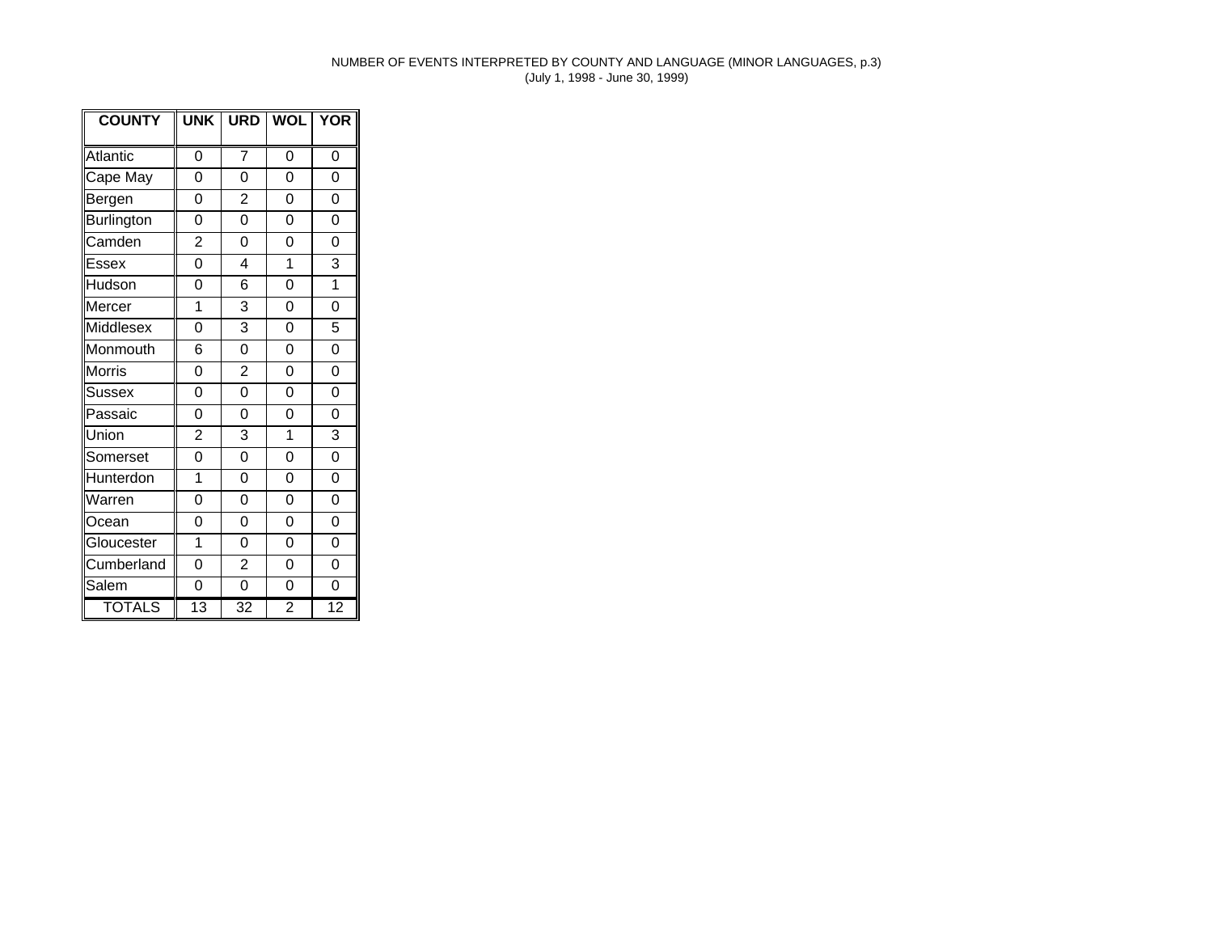NUMBER OF EVENTS INTERPRETED BY COUNTY AND LANGUAGE (MINOR LANGUAGES, p.3)
(July 1, 1998 - June 30, 1999)

| COUNTY | UNK | URD | WOL | YOR |
|---|---|---|---|---|
| Atlantic | 0 | 7 | 0 | 0 |
| Cape May | 0 | 0 | 0 | 0 |
| Bergen | 0 | 2 | 0 | 0 |
| Burlington | 0 | 0 | 0 | 0 |
| Camden | 2 | 0 | 0 | 0 |
| Essex | 0 | 4 | 1 | 3 |
| Hudson | 0 | 6 | 0 | 1 |
| Mercer | 1 | 3 | 0 | 0 |
| Middlesex | 0 | 3 | 0 | 5 |
| Monmouth | 6 | 0 | 0 | 0 |
| Morris | 0 | 2 | 0 | 0 |
| Sussex | 0 | 0 | 0 | 0 |
| Passaic | 0 | 0 | 0 | 0 |
| Union | 2 | 3 | 1 | 3 |
| Somerset | 0 | 0 | 0 | 0 |
| Hunterdon | 1 | 0 | 0 | 0 |
| Warren | 0 | 0 | 0 | 0 |
| Ocean | 0 | 0 | 0 | 0 |
| Gloucester | 1 | 0 | 0 | 0 |
| Cumberland | 0 | 2 | 0 | 0 |
| Salem | 0 | 0 | 0 | 0 |
| TOTALS | 13 | 32 | 2 | 12 |